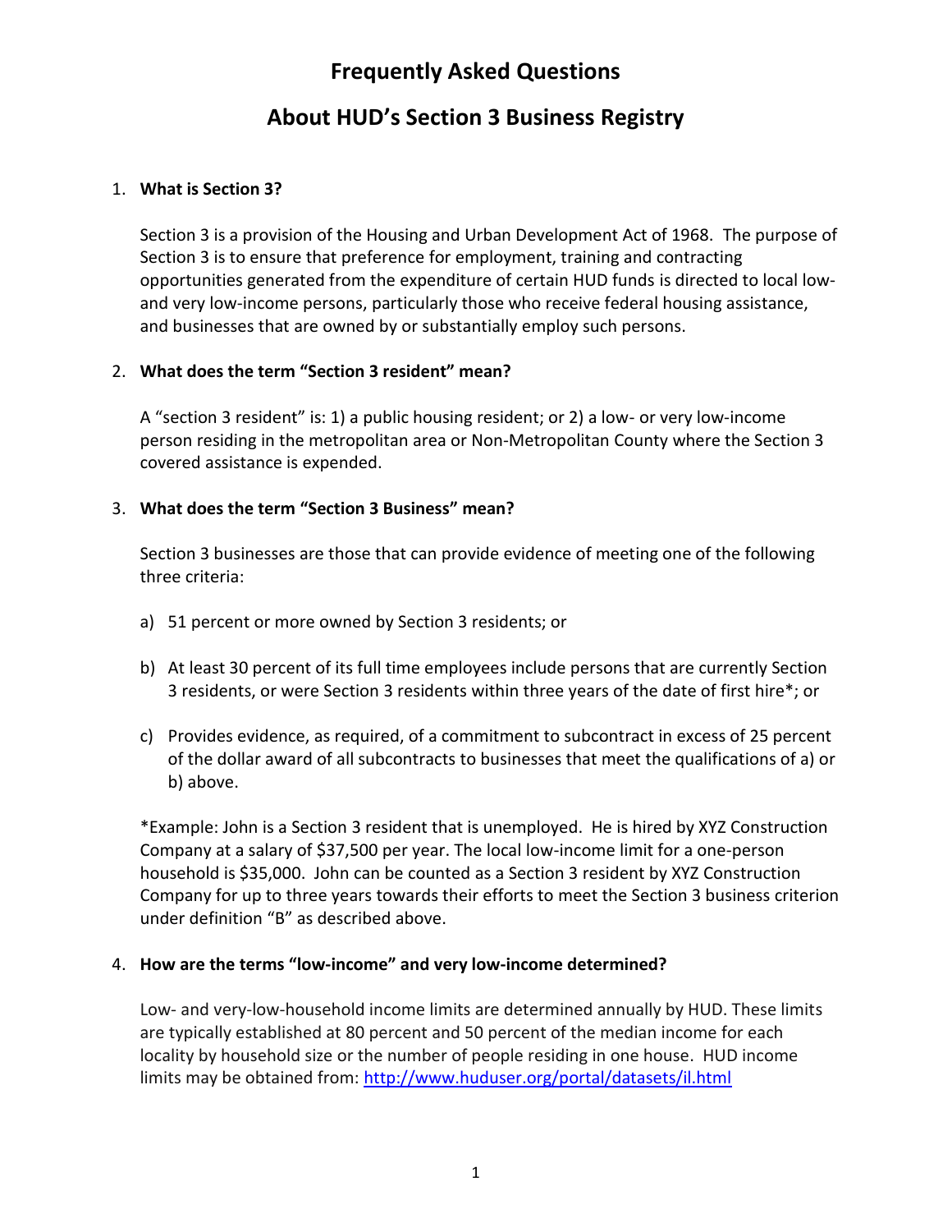# Frequently Asked Questions

## About HUD's Section 3 Business Registry

1. **What is Section 3?**

   Section 3 is a provision of the Housing and Urban Development Act of 1968. The purpose of Section 3 is to ensure that preference for employment, training and contracting opportunities generated from the expenditure of certain HUD funds is directed to local low- and very low-income persons, particularly those who receive federal housing assistance, and businesses that are owned by or substantially employ such persons.

2. **What does the term "Section 3 resident" mean?**

   A "section 3 resident" is: 1) a public housing resident; or 2) a low- or very low-income person residing in the metropolitan area or Non-Metropolitan County where the Section 3 covered assistance is expended.

3. **What does the term "Section 3 Business" mean?**

   Section 3 businesses are those that can provide evidence of meeting one of the following three criteria:

   a) 51 percent or more owned by Section 3 residents; or

   b) At least 30 percent of its full time employees include persons that are currently Section 3 residents, or were Section 3 residents within three years of the date of first hire*; or

   c) Provides evidence, as required, of a commitment to subcontract in excess of 25 percent of the dollar award of all subcontracts to businesses that meet the qualifications of a) or b) above.

   *Example: John is a Section 3 resident that is unemployed. He is hired by XYZ Construction Company at a salary of $37,500 per year. The local low-income limit for a one-person household is $35,000. John can be counted as a Section 3 resident by XYZ Construction Company for up to three years towards their efforts to meet the Section 3 business criterion under definition "B" as described above.

4. **How are the terms "low-income" and very low-income determined?**

   Low- and very-low-household income limits are determined annually by HUD. These limits are typically established at 80 percent and 50 percent of the median income for each locality by household size or the number of people residing in one house. HUD income limits may be obtained from: [http://www.huduser.org/portal/datasets/il.html](http://www.huduser.org/portal/datasets/il.html)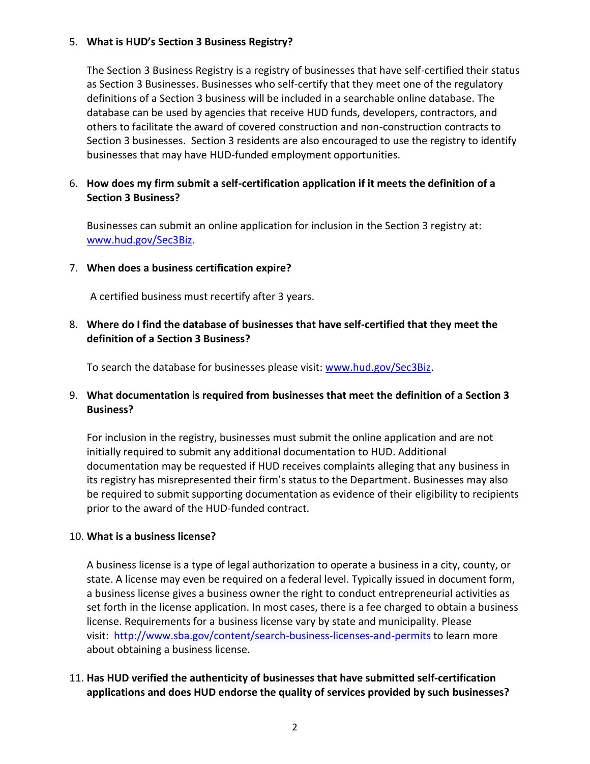5. **What is HUD's Section 3 Business Registry?**

   The Section 3 Business Registry is a registry of businesses that have self-certified their status as Section 3 Businesses. Businesses who self-certify that they meet one of the regulatory definitions of a Section 3 business will be included in a searchable online database. The database can be used by agencies that receive HUD funds, developers, contractors, and others to facilitate the award of covered construction and non-construction contracts to Section 3 businesses. Section 3 residents are also encouraged to use the registry to identify businesses that may have HUD-funded employment opportunities.

6. **How does my firm submit a self-certification application if it meets the definition of a Section 3 Business?**

   Businesses can submit an online application for inclusion in the Section 3 registry at: [www.hud.gov/Sec3Biz](www.hud.gov/Sec3Biz).

7. **When does a business certification expire?**

   A certified business must recertify after 3 years.

8. **Where do I find the database of businesses that have self-certified that they meet the definition of a Section 3 Business?**

   To search the database for businesses please visit: [www.hud.gov/Sec3Biz](www.hud.gov/Sec3Biz).

9. **What documentation is required from businesses that meet the definition of a Section 3 Business?**

   For inclusion in the registry, businesses must submit the online application and are not initially required to submit any additional documentation to HUD. Additional documentation may be requested if HUD receives complaints alleging that any business in its registry has misrepresented their firm's status to the Department. Businesses may also be required to submit supporting documentation as evidence of their eligibility to recipients prior to the award of the HUD-funded contract.

10. **What is a business license?**

    A business license is a type of legal authorization to operate a business in a city, county, or state. A license may even be required on a federal level. Typically issued in document form, a business license gives a business owner the right to conduct entrepreneurial activities as set forth in the license application. In most cases, there is a fee charged to obtain a business license. Requirements for a business license vary by state and municipality. Please visit: [http://www.sba.gov/content/search-business-licenses-and-permits](http://www.sba.gov/content/search-business-licenses-and-permits) to learn more about obtaining a business license.

11. **Has HUD verified the authenticity of businesses that have submitted self-certification applications and does HUD endorse the quality of services provided by such businesses?**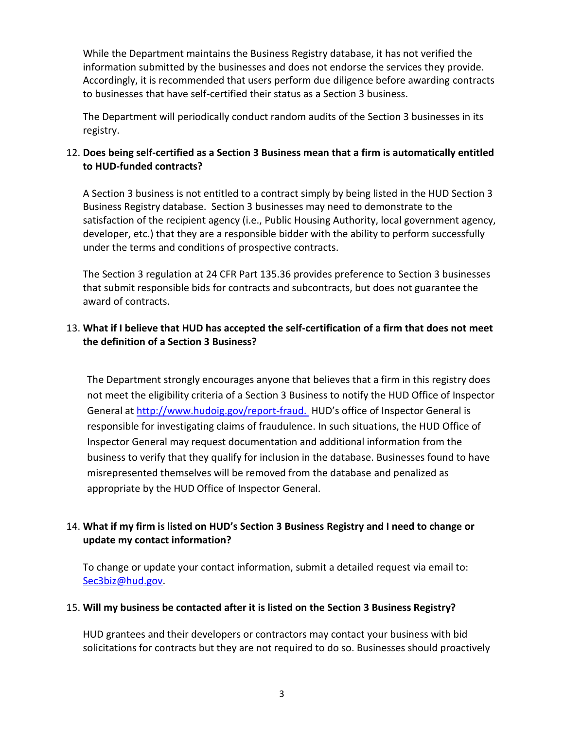While the Department maintains the Business Registry database, it has not verified the information submitted by the businesses and does not endorse the services they provide. Accordingly, it is recommended that users perform due diligence before awarding contracts to businesses that have self-certified their status as a Section 3 business.

The Department will periodically conduct random audits of the Section 3 businesses in its registry.

12. **Does being self-certified as a Section 3 Business mean that a firm is automatically entitled to HUD-funded contracts?**

    A Section 3 business is not entitled to a contract simply by being listed in the HUD Section 3 Business Registry database. Section 3 businesses may need to demonstrate to the satisfaction of the recipient agency (i.e., Public Housing Authority, local government agency, developer, etc.) that they are a responsible bidder with the ability to perform successfully under the terms and conditions of prospective contracts.

    The Section 3 regulation at 24 CFR Part 135.36 provides preference to Section 3 businesses that submit responsible bids for contracts and subcontracts, but does not guarantee the award of contracts.

13. **What if I believe that HUD has accepted the self-certification of a firm that does not meet the definition of a Section 3 Business?**

    The Department strongly encourages anyone that believes that a firm in this registry does not meet the eligibility criteria of a Section 3 Business to notify the HUD Office of Inspector General at http://www.hudoig.gov/report-fraud. HUD's office of Inspector General is responsible for investigating claims of fraudulence. In such situations, the HUD Office of Inspector General may request documentation and additional information from the business to verify that they qualify for inclusion in the database. Businesses found to have misrepresented themselves will be removed from the database and penalized as appropriate by the HUD Office of Inspector General.

14. **What if my firm is listed on HUD's Section 3 Business Registry and I need to change or update my contact information?**

    To change or update your contact information, submit a detailed request via email to: Sec3biz@hud.gov.

15. **Will my business be contacted after it is listed on the Section 3 Business Registry?**

    HUD grantees and their developers or contractors may contact your business with bid solicitations for contracts but they are not required to do so. Businesses should proactively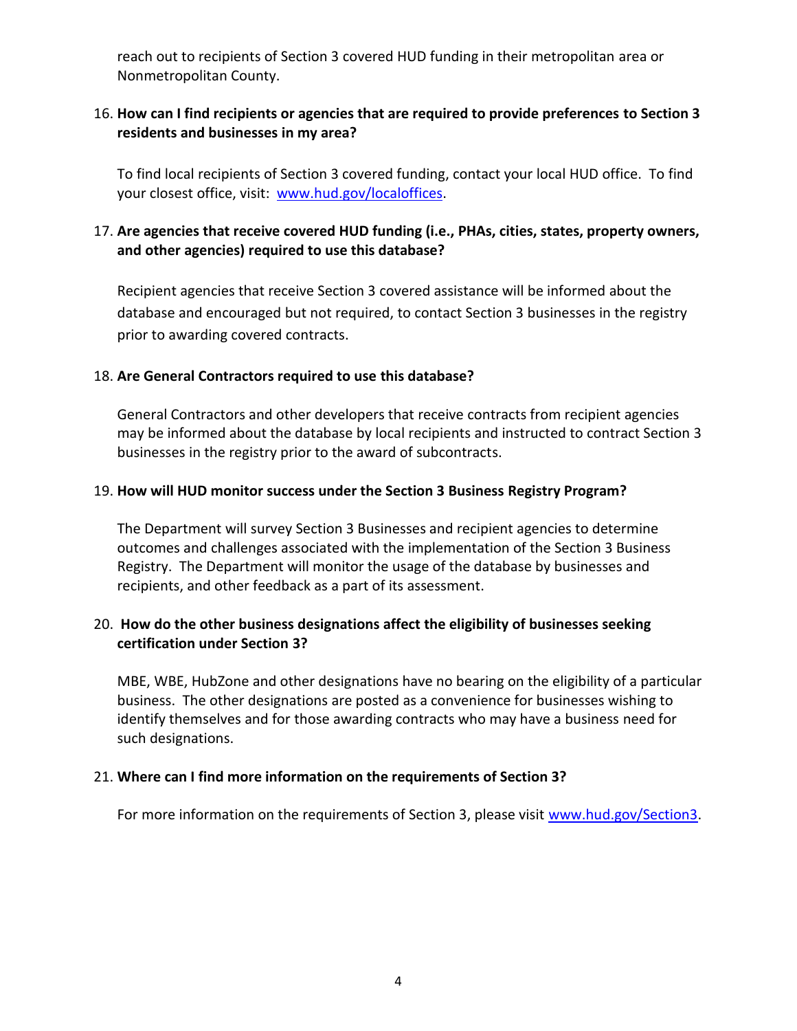reach out to recipients of Section 3 covered HUD funding in their metropolitan area or Nonmetropolitan County.

16. **How can I find recipients or agencies that are required to provide preferences to Section 3 residents and businesses in my area?**

    To find local recipients of Section 3 covered funding, contact your local HUD office. To find your closest office, visit: [www.hud.gov/localoffices](www.hud.gov/localoffices).

17. **Are agencies that receive covered HUD funding (i.e., PHAs, cities, states, property owners, and other agencies) required to use this database?**

    Recipient agencies that receive Section 3 covered assistance will be informed about the database and encouraged but not required, to contact Section 3 businesses in the registry prior to awarding covered contracts.

18. **Are General Contractors required to use this database?**

    General Contractors and other developers that receive contracts from recipient agencies may be informed about the database by local recipients and instructed to contract Section 3 businesses in the registry prior to the award of subcontracts.

19. **How will HUD monitor success under the Section 3 Business Registry Program?**

    The Department will survey Section 3 Businesses and recipient agencies to determine outcomes and challenges associated with the implementation of the Section 3 Business Registry. The Department will monitor the usage of the database by businesses and recipients, and other feedback as a part of its assessment.

20. **How do the other business designations affect the eligibility of businesses seeking certification under Section 3?**

    MBE, WBE, HubZone and other designations have no bearing on the eligibility of a particular business. The other designations are posted as a convenience for businesses wishing to identify themselves and for those awarding contracts who may have a business need for such designations.

21. **Where can I find more information on the requirements of Section 3?**

    For more information on the requirements of Section 3, please visit [www.hud.gov/Section3](www.hud.gov/Section3).